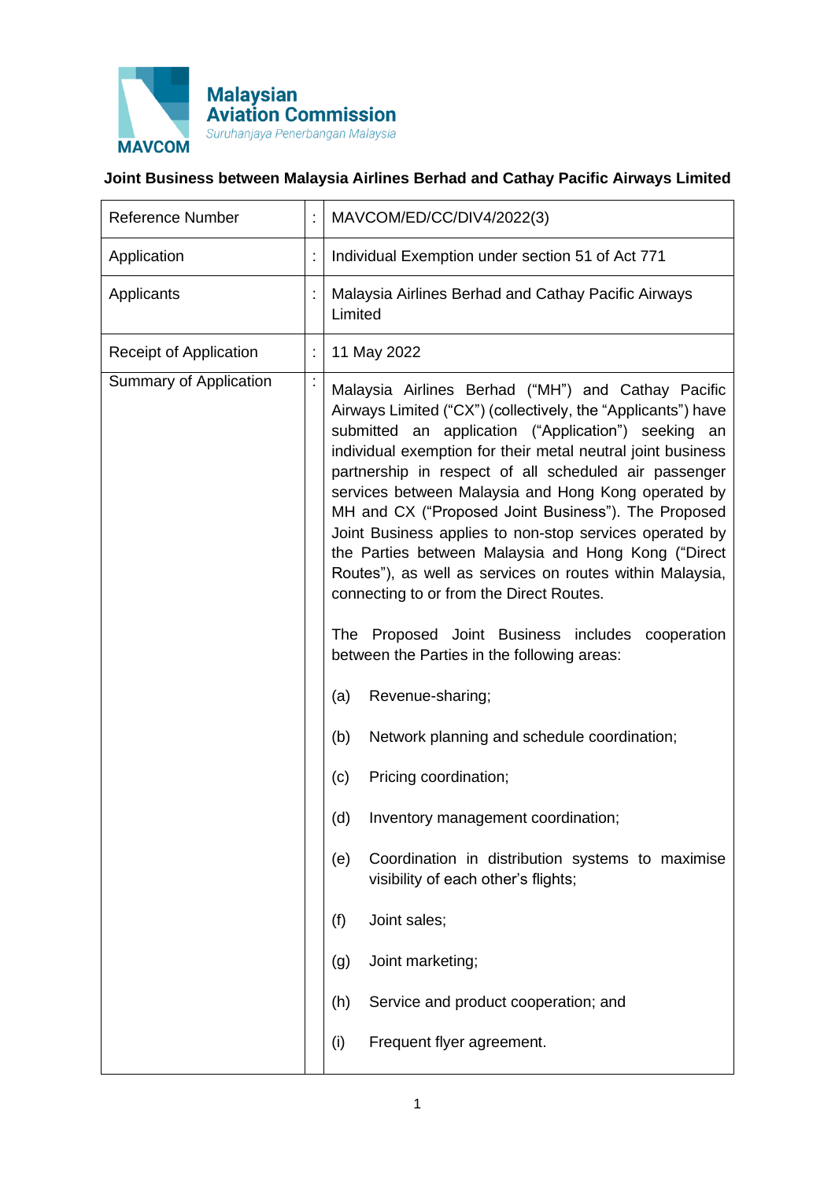Malaysian Aviation Commission
Suruhanjaya Penerbangan Malaysia
MAVCOM

**Joint Business between Malaysia Airlines Berhad and Cathay Pacific Airways Limited**

| Reference Number | : | MAVCOM/ED/CC/DIV4/2022(3) |
|---|---|---|
| Application | : | Individual Exemption under section 51 of Act 771 |
| Applicants | : | Malaysia Airlines Berhad and Cathay Pacific Airways Limited |
| Receipt of Application | : | 11 May 2022 |
| Summary of Application | : | Malaysia Airlines Berhad ("MH") and Cathay Pacific Airways Limited ("CX") (collectively, the "Applicants") have submitted an application ("Application") seeking an individual exemption for their metal neutral joint business partnership in respect of all scheduled air passenger services between Malaysia and Hong Kong operated by MH and CX ("Proposed Joint Business"). The Proposed Joint Business applies to non-stop services operated by the Parties between Malaysia and Hong Kong ("Direct Routes"), as well as services on routes within Malaysia, connecting to or from the Direct Routes.<br><br>The Proposed Joint Business includes cooperation between the Parties in the following areas:<br><br>(a) Revenue-sharing;<br><br>(b) Network planning and schedule coordination;<br><br>(c) Pricing coordination;<br><br>(d) Inventory management coordination;<br><br>(e) Coordination in distribution systems to maximise visibility of each other's flights;<br><br>(f) Joint sales;<br><br>(g) Joint marketing;<br><br>(h) Service and product cooperation; and<br><br>(i) Frequent flyer agreement. |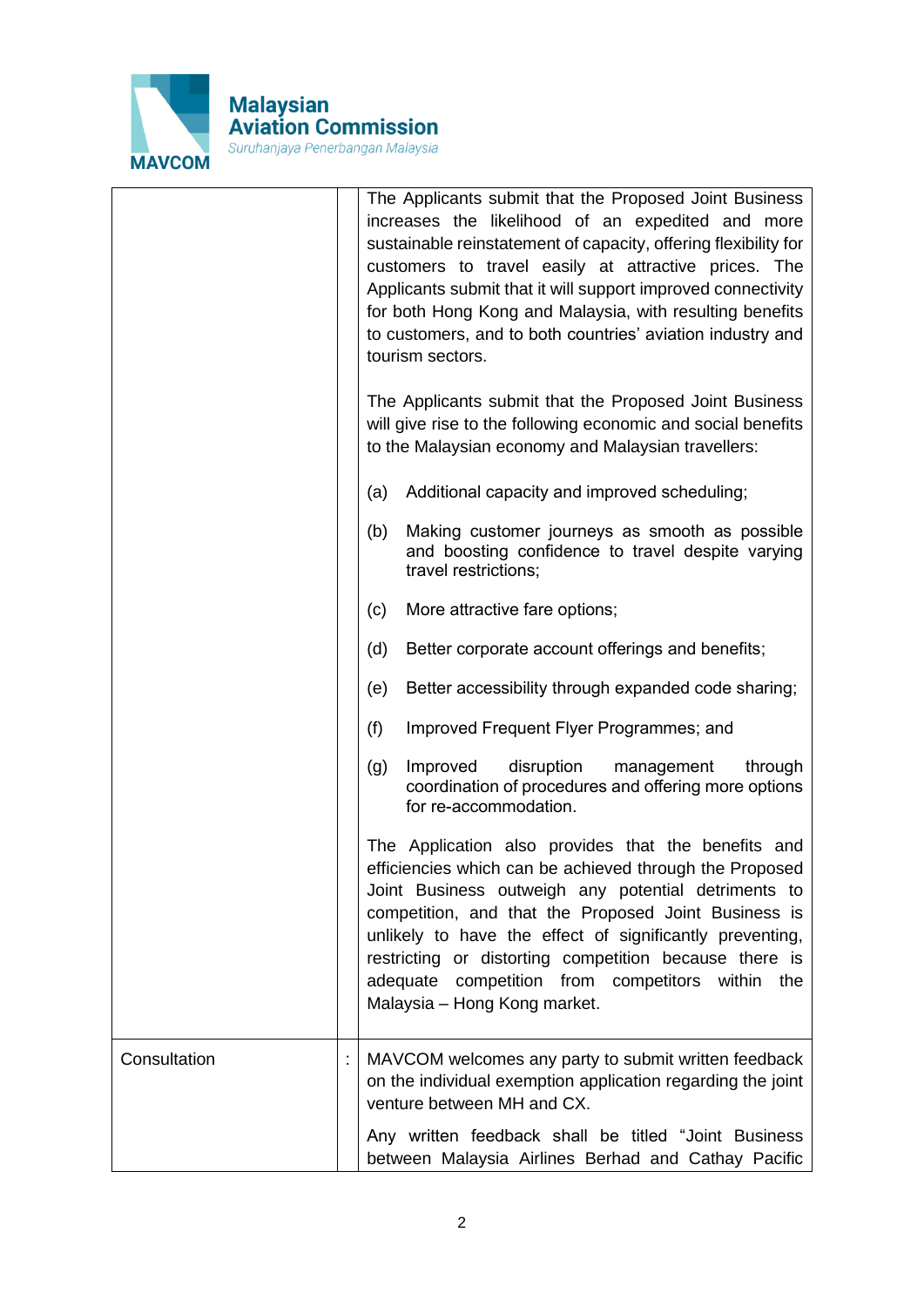| | | |
|---|---|---|
| | | The Applicants submit that the Proposed Joint Business increases the likelihood of an expedited and more sustainable reinstatement of capacity, offering flexibility for customers to travel easily at attractive prices. The Applicants submit that it will support improved connectivity for both Hong Kong and Malaysia, with resulting benefits to customers, and to both countries' aviation industry and tourism sectors.<br><br>The Applicants submit that the Proposed Joint Business will give rise to the following economic and social benefits to the Malaysian economy and Malaysian travellers:<br><br>(a) Additional capacity and improved scheduling;<br><br>(b) Making customer journeys as smooth as possible and boosting confidence to travel despite varying travel restrictions;<br><br>(c) More attractive fare options;<br><br>(d) Better corporate account offerings and benefits;<br><br>(e) Better accessibility through expanded code sharing;<br><br>(f) Improved Frequent Flyer Programmes; and<br><br>(g) Improved disruption management through coordination of procedures and offering more options for re-accommodation.<br><br>The Application also provides that the benefits and efficiencies which can be achieved through the Proposed Joint Business outweigh any potential detriments to competition, and that the Proposed Joint Business is unlikely to have the effect of significantly preventing, restricting or distorting competition because there is adequate competition from competitors within the Malaysia – Hong Kong market. |
| Consultation | : | MAVCOM welcomes any party to submit written feedback on the individual exemption application regarding the joint venture between MH and CX.<br><br>Any written feedback shall be titled "Joint Business between Malaysia Airlines Berhad and Cathay Pacific |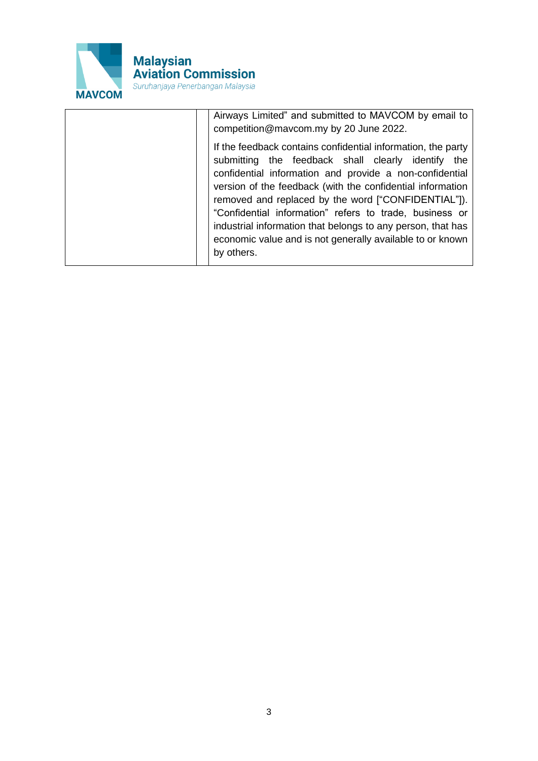| | | |
|---|---|---|
| | | Airways Limited" and submitted to MAVCOM by email to competition@mavcom.my by 20 June 2022.<br><br>If the feedback contains confidential information, the party submitting the feedback shall clearly identify the confidential information and provide a non-confidential version of the feedback (with the confidential information removed and replaced by the word ["CONFIDENTIAL"]). "Confidential information" refers to trade, business or industrial information that belongs to any person, that has economic value and is not generally available to or known by others. |